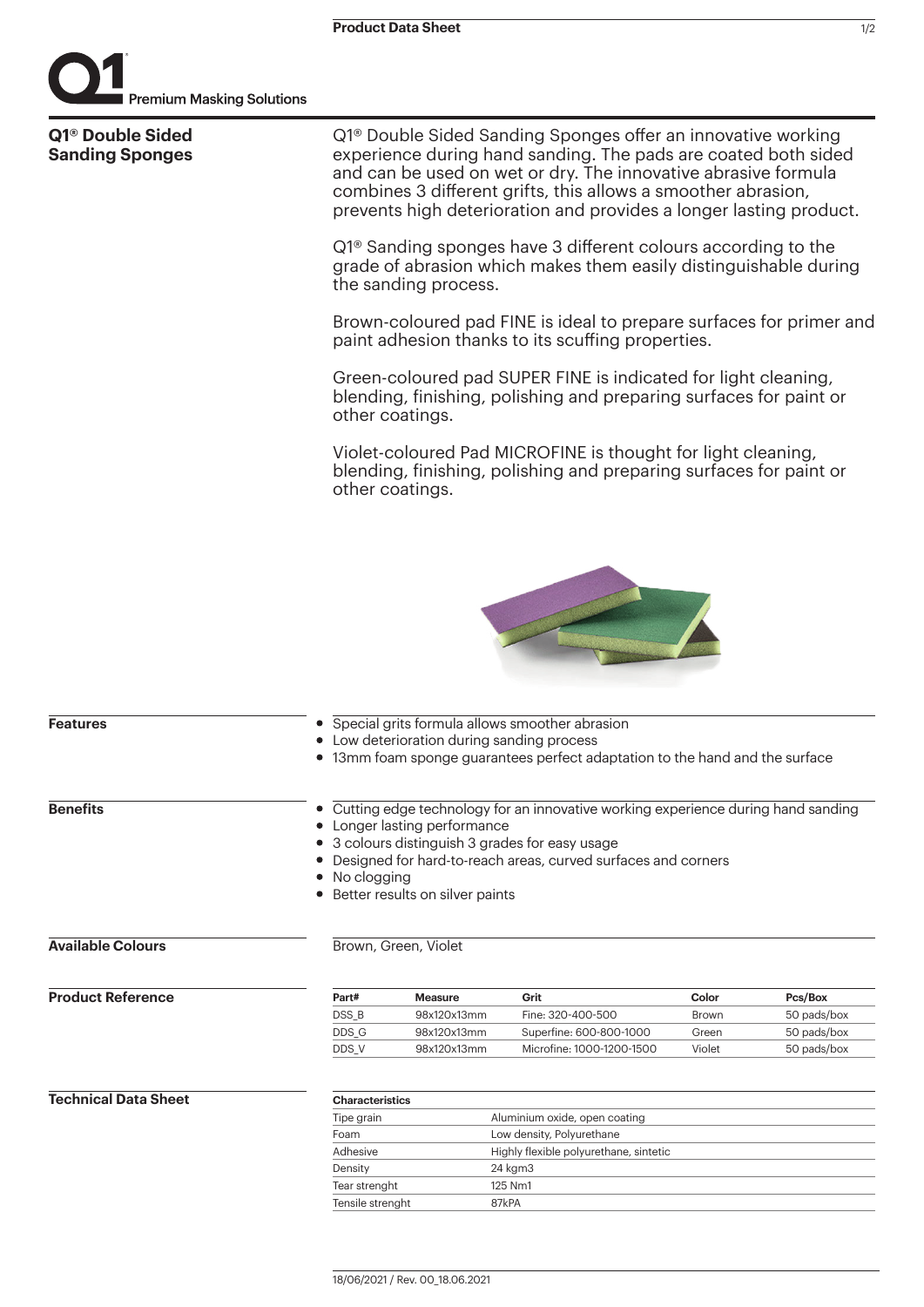# Q1® Double Sided Sanding Sponges

Q1® Double Sided Sanding Sponges offer an innovative working experience during hand sanding. The pads are coated both sided and can be used on wet or dry. The innovative abrasive formula combines 3 different grifts, this allows a smoother abrasion, prevents high deterioration and provides a longer lasting product.

Q1® Sanding sponges have 3 different colours according to the grade of abrasion which makes them easily distinguishable during the sanding process.

Brown-coloured pad FINE is ideal to prepare surfaces for primer and paint adhesion thanks to its scuffing properties.

Green-coloured pad SUPER FINE is indicated for light cleaning, blending, finishing, polishing and preparing surfaces for paint or other coatings.

Violet-coloured Pad MICROFINE is thought for light cleaning, blending, finishing, polishing and preparing surfaces for paint or other coatings.

## Features

- Special grits formula allows smoother abrasion
- Low deterioration during sanding process
- 13mm foam sponge guarantees perfect adaptation to the hand and the surface

## Benefits

- Cutting edge technology for an innovative working experience during hand sanding
- Longer lasting performance
- 3 colours distinguish 3 grades for easy usage
- Designed for hard-to-reach areas, curved surfaces and corners
- No clogging
- Better results on silver paints

## Available Colours

Brown, Green, Violet

## Product Reference

| Part# | Measure | Grit | Color | Pcs/Box |
|---|---|---|---|---|
| DSS_B | 98x120x13mm | Fine: 320-400-500 | Brown | 50 pads/box |
| DDS_G | 98x120x13mm | Superfine: 600-800-1000 | Green | 50 pads/box |
| DDS_V | 98x120x13mm | Microfine: 1000-1200-1500 | Violet | 50 pads/box |

## Technical Data Sheet

| Characteristics | |
|---|---|
| Tipe grain | Aluminium oxide, open coating |
| Foam | Low density, Polyurethane |
| Adhesive | Highly flexible polyurethane, sintetic |
| Density | 24 kgm3 |
| Tear strenght | 125 Nm1 |
| Tensile strenght | 87kPA |

18/06/2021 / Rev. 00_18.06.2021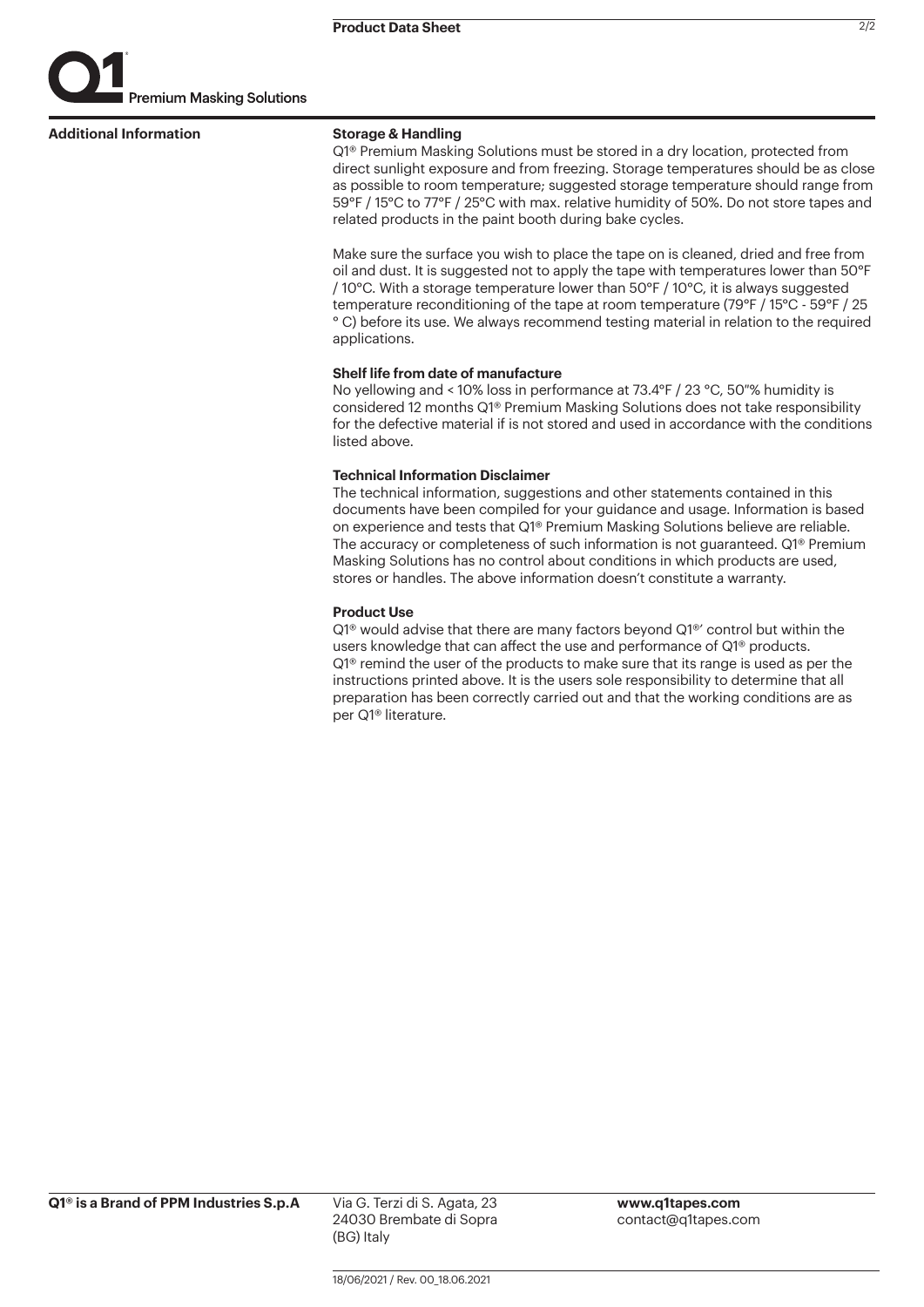## Additional Information

### Storage & Handling

Q1® Premium Masking Solutions must be stored in a dry location, protected from direct sunlight exposure and from freezing. Storage temperatures should be as close as possible to room temperature; suggested storage temperature should range from 59°F / 15°C to 77°F / 25°C with max. relative humidity of 50%. Do not store tapes and related products in the paint booth during bake cycles.

Make sure the surface you wish to place the tape on is cleaned, dried and free from oil and dust. It is suggested not to apply the tape with temperatures lower than 50°F / 10°C. With a storage temperature lower than 50°F / 10°C, it is always suggested temperature reconditioning of the tape at room temperature (79°F / 15°C - 59°F / 25 ° C) before its use. We always recommend testing material in relation to the required applications.

### Shelf life from date of manufacture

No yellowing and < 10% loss in performance at 73.4°F / 23 °C, 50"% humidity is considered 12 months Q1® Premium Masking Solutions does not take responsibility for the defective material if is not stored and used in accordance with the conditions listed above.

### Technical Information Disclaimer

The technical information, suggestions and other statements contained in this documents have been compiled for your guidance and usage. Information is based on experience and tests that Q1® Premium Masking Solutions believe are reliable. The accuracy or completeness of such information is not guaranteed. Q1® Premium Masking Solutions has no control about conditions in which products are used, stores or handles. The above information doesn't constitute a warranty.

### Product Use

Q1® would advise that there are many factors beyond Q1®' control but within the users knowledge that can affect the use and performance of Q1® products. Q1® remind the user of the products to make sure that its range is used as per the instructions printed above. It is the users sole responsibility to determine that all preparation has been correctly carried out and that the working conditions are as per Q1® literature.

**Q1® is a Brand of PPM Industries S.p.A**

Via G. Terzi di S. Agata, 23
24030 Brembate di Sopra
(BG) Italy

**www.q1tapes.com**
contact@q1tapes.com

18/06/2021 / Rev. 00_18.06.2021